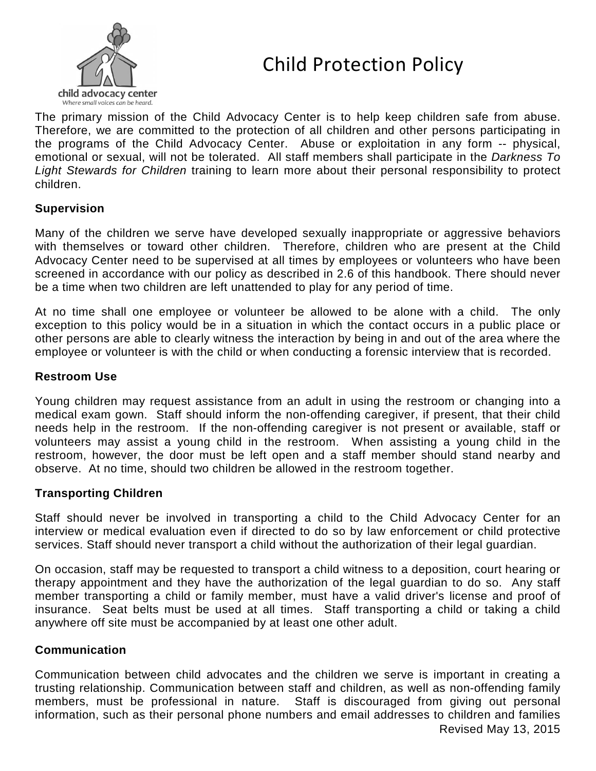# Child Protection Policy

child advocacy center
*Where small voices can be heard.*

The primary mission of the Child Advocacy Center is to help keep children safe from abuse. Therefore, we are committed to the protection of all children and other persons participating in the programs of the Child Advocacy Center. Abuse or exploitation in any form -- physical, emotional or sexual, will not be tolerated. All staff members shall participate in the *Darkness To Light Stewards for Children* training to learn more about their personal responsibility to protect children.

**Supervision**

Many of the children we serve have developed sexually inappropriate or aggressive behaviors with themselves or toward other children. Therefore, children who are present at the Child Advocacy Center need to be supervised at all times by employees or volunteers who have been screened in accordance with our policy as described in 2.6 of this handbook. There should never be a time when two children are left unattended to play for any period of time.

At no time shall one employee or volunteer be allowed to be alone with a child. The only exception to this policy would be in a situation in which the contact occurs in a public place or other persons are able to clearly witness the interaction by being in and out of the area where the employee or volunteer is with the child or when conducting a forensic interview that is recorded.

**Restroom Use**

Young children may request assistance from an adult in using the restroom or changing into a medical exam gown. Staff should inform the non-offending caregiver, if present, that their child needs help in the restroom. If the non-offending caregiver is not present or available, staff or volunteers may assist a young child in the restroom. When assisting a young child in the restroom, however, the door must be left open and a staff member should stand nearby and observe. At no time, should two children be allowed in the restroom together.

**Transporting Children**

Staff should never be involved in transporting a child to the Child Advocacy Center for an interview or medical evaluation even if directed to do so by law enforcement or child protective services. Staff should never transport a child without the authorization of their legal guardian.

On occasion, staff may be requested to transport a child witness to a deposition, court hearing or therapy appointment and they have the authorization of the legal guardian to do so. Any staff member transporting a child or family member, must have a valid driver's license and proof of insurance. Seat belts must be used at all times. Staff transporting a child or taking a child anywhere off site must be accompanied by at least one other adult.

**Communication**

Communication between child advocates and the children we serve is important in creating a trusting relationship. Communication between staff and children, as well as non-offending family members, must be professional in nature. Staff is discouraged from giving out personal information, such as their personal phone numbers and email addresses to children and families

Revised May 13, 2015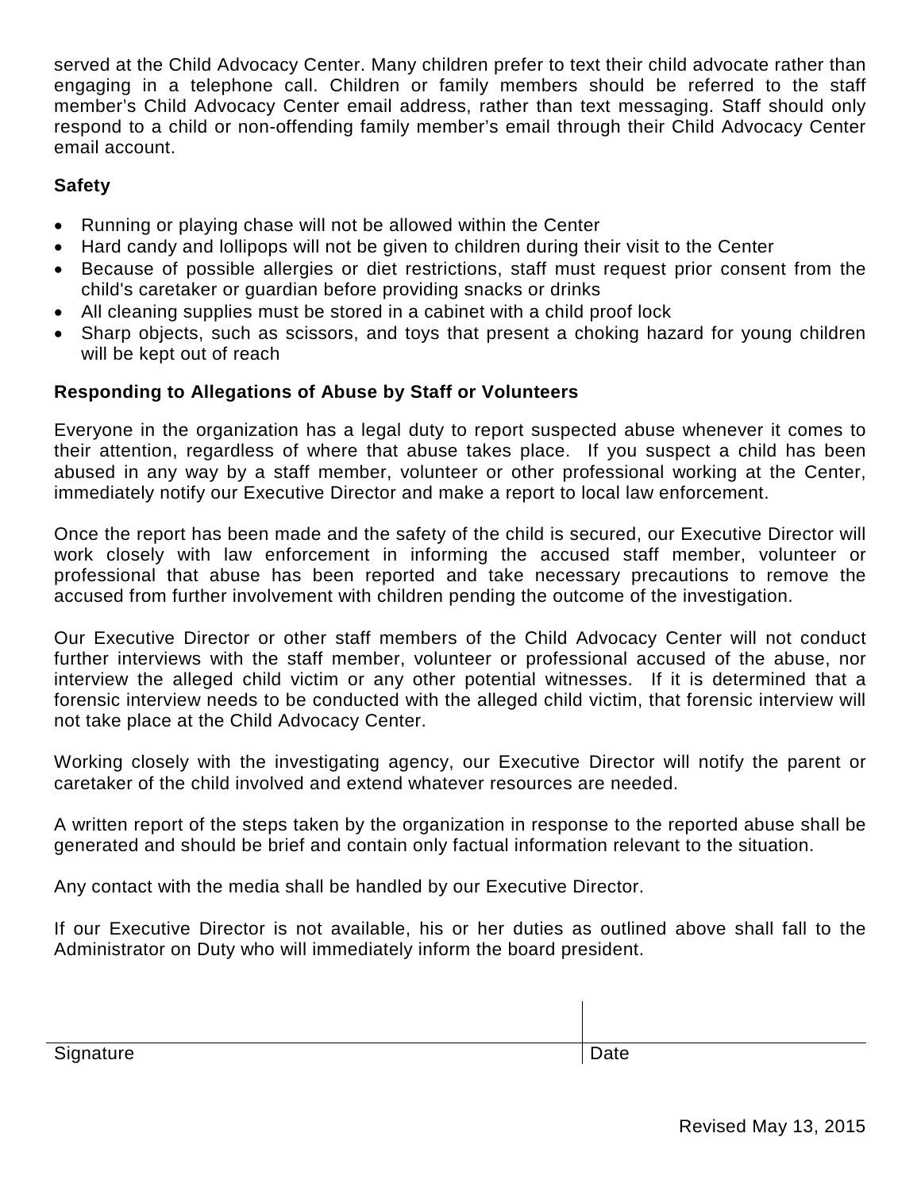served at the Child Advocacy Center. Many children prefer to text their child advocate rather than engaging in a telephone call. Children or family members should be referred to the staff member's Child Advocacy Center email address, rather than text messaging. Staff should only respond to a child or non-offending family member's email through their Child Advocacy Center email account.

**Safety**

- Running or playing chase will not be allowed within the Center
- Hard candy and lollipops will not be given to children during their visit to the Center
- Because of possible allergies or diet restrictions, staff must request prior consent from the child's caretaker or guardian before providing snacks or drinks
- All cleaning supplies must be stored in a cabinet with a child proof lock
- Sharp objects, such as scissors, and toys that present a choking hazard for young children will be kept out of reach

**Responding to Allegations of Abuse by Staff or Volunteers**

Everyone in the organization has a legal duty to report suspected abuse whenever it comes to their attention, regardless of where that abuse takes place. If you suspect a child has been abused in any way by a staff member, volunteer or other professional working at the Center, immediately notify our Executive Director and make a report to local law enforcement.

Once the report has been made and the safety of the child is secured, our Executive Director will work closely with law enforcement in informing the accused staff member, volunteer or professional that abuse has been reported and take necessary precautions to remove the accused from further involvement with children pending the outcome of the investigation.

Our Executive Director or other staff members of the Child Advocacy Center will not conduct further interviews with the staff member, volunteer or professional accused of the abuse, nor interview the alleged child victim or any other potential witnesses. If it is determined that a forensic interview needs to be conducted with the alleged child victim, that forensic interview will not take place at the Child Advocacy Center.

Working closely with the investigating agency, our Executive Director will notify the parent or caretaker of the child involved and extend whatever resources are needed.

A written report of the steps taken by the organization in response to the reported abuse shall be generated and should be brief and contain only factual information relevant to the situation.

Any contact with the media shall be handled by our Executive Director.

If our Executive Director is not available, his or her duties as outlined above shall fall to the Administrator on Duty who will immediately inform the board president.

| | |
|---|---|
| Signature | Date |

Revised May 13, 2015